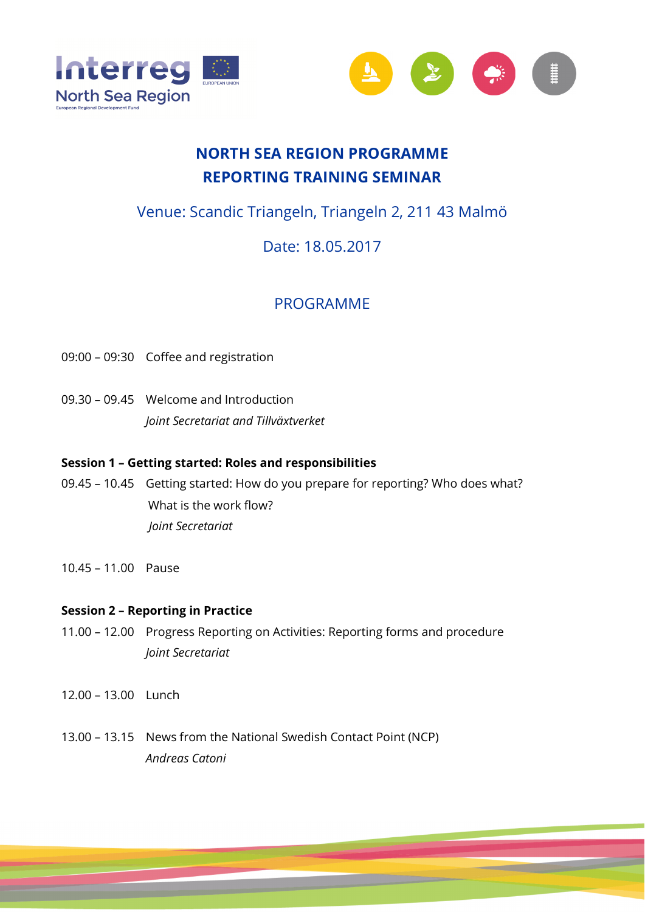# NORTH SEA REGION PROGRAMME
# REPORTING TRAINING SEMINAR

Venue: Scandic Triangeln, Triangeln 2, 211 43 Malmö

Date: 18.05.2017

## PROGRAMME

09:00 – 09:30 Coffee and registration

09.30 – 09.45 Welcome and Introduction
*Joint Secretariat and Tillväxtverket*

**Session 1 – Getting started: Roles and responsibilities**

09.45 – 10.45 Getting started: How do you prepare for reporting? Who does what? What is the work flow?
*Joint Secretariat*

10.45 – 11.00 Pause

**Session 2 – Reporting in Practice**

11.00 – 12.00 Progress Reporting on Activities: Reporting forms and procedure
*Joint Secretariat*

12.00 – 13.00 Lunch

13.00 – 13.15 News from the National Swedish Contact Point (NCP)
*Andreas Catoni*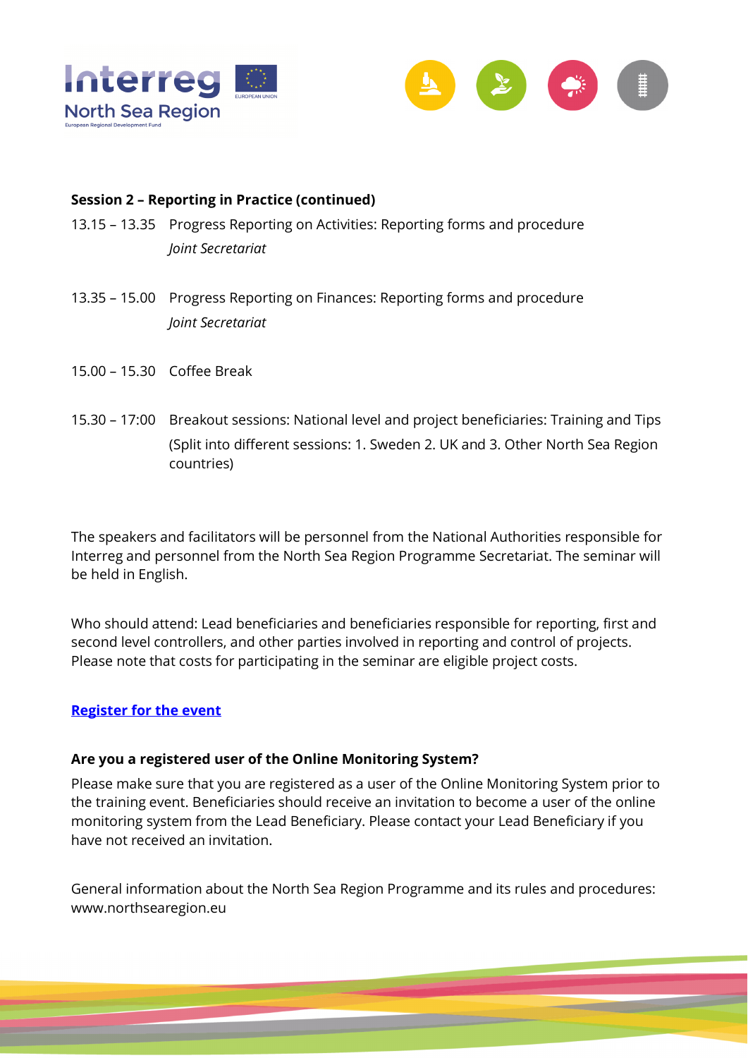**Session 2 – Reporting in Practice (continued)**

13.15 – 13.35 Progress Reporting on Activities: Reporting forms and procedure
*Joint Secretariat*

13.35 – 15.00 Progress Reporting on Finances: Reporting forms and procedure
*Joint Secretariat*

15.00 – 15.30 Coffee Break

15.30 – 17:00 Breakout sessions: National level and project beneficiaries: Training and Tips (Split into different sessions: 1. Sweden 2. UK and 3. Other North Sea Region countries)

The speakers and facilitators will be personnel from the National Authorities responsible for Interreg and personnel from the North Sea Region Programme Secretariat. The seminar will be held in English.

Who should attend: Lead beneficiaries and beneficiaries responsible for reporting, first and second level controllers, and other parties involved in reporting and control of projects. Please note that costs for participating in the seminar are eligible project costs.

**Register for the event**

**Are you a registered user of the Online Monitoring System?**

Please make sure that you are registered as a user of the Online Monitoring System prior to the training event. Beneficiaries should receive an invitation to become a user of the online monitoring system from the Lead Beneficiary. Please contact your Lead Beneficiary if you have not received an invitation.

General information about the North Sea Region Programme and its rules and procedures: www.northsearegion.eu